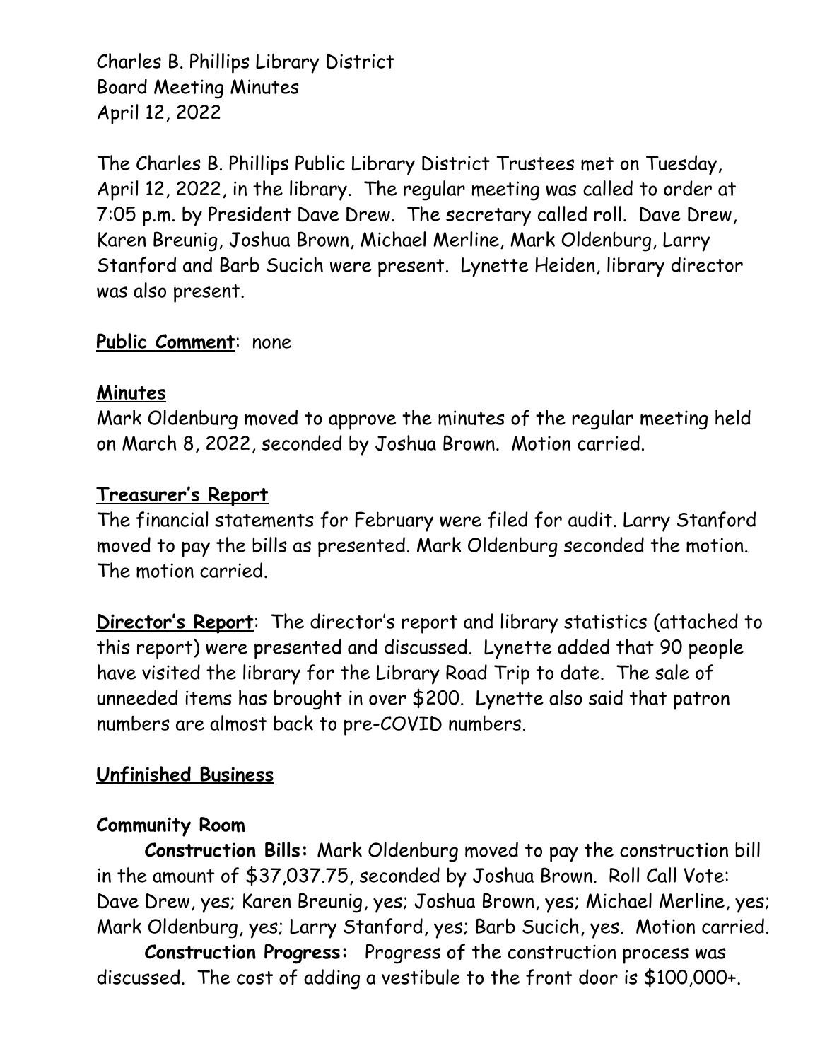Charles B. Phillips Library District
Board Meeting Minutes
April 12, 2022

The Charles B. Phillips Public Library District Trustees met on Tuesday, April 12, 2022, in the library. The regular meeting was called to order at 7:05 p.m. by President Dave Drew. The secretary called roll. Dave Drew, Karen Breunig, Joshua Brown, Michael Merline, Mark Oldenburg, Larry Stanford and Barb Sucich were present. Lynette Heiden, library director was also present.

**Public Comment**: none

## Minutes

Mark Oldenburg moved to approve the minutes of the regular meeting held on March 8, 2022, seconded by Joshua Brown. Motion carried.

## Treasurer's Report

The financial statements for February were filed for audit. Larry Stanford moved to pay the bills as presented. Mark Oldenburg seconded the motion. The motion carried.

**Director's Report**: The director's report and library statistics (attached to this report) were presented and discussed. Lynette added that 90 people have visited the library for the Library Road Trip to date. The sale of unneeded items has brought in over $200. Lynette also said that patron numbers are almost back to pre-COVID numbers.

## Unfinished Business

### Community Room

**Construction Bills:** Mark Oldenburg moved to pay the construction bill in the amount of $37,037.75, seconded by Joshua Brown. Roll Call Vote: Dave Drew, yes; Karen Breunig, yes; Joshua Brown, yes; Michael Merline, yes; Mark Oldenburg, yes; Larry Stanford, yes; Barb Sucich, yes. Motion carried.

**Construction Progress:** Progress of the construction process was discussed. The cost of adding a vestibule to the front door is $100,000+.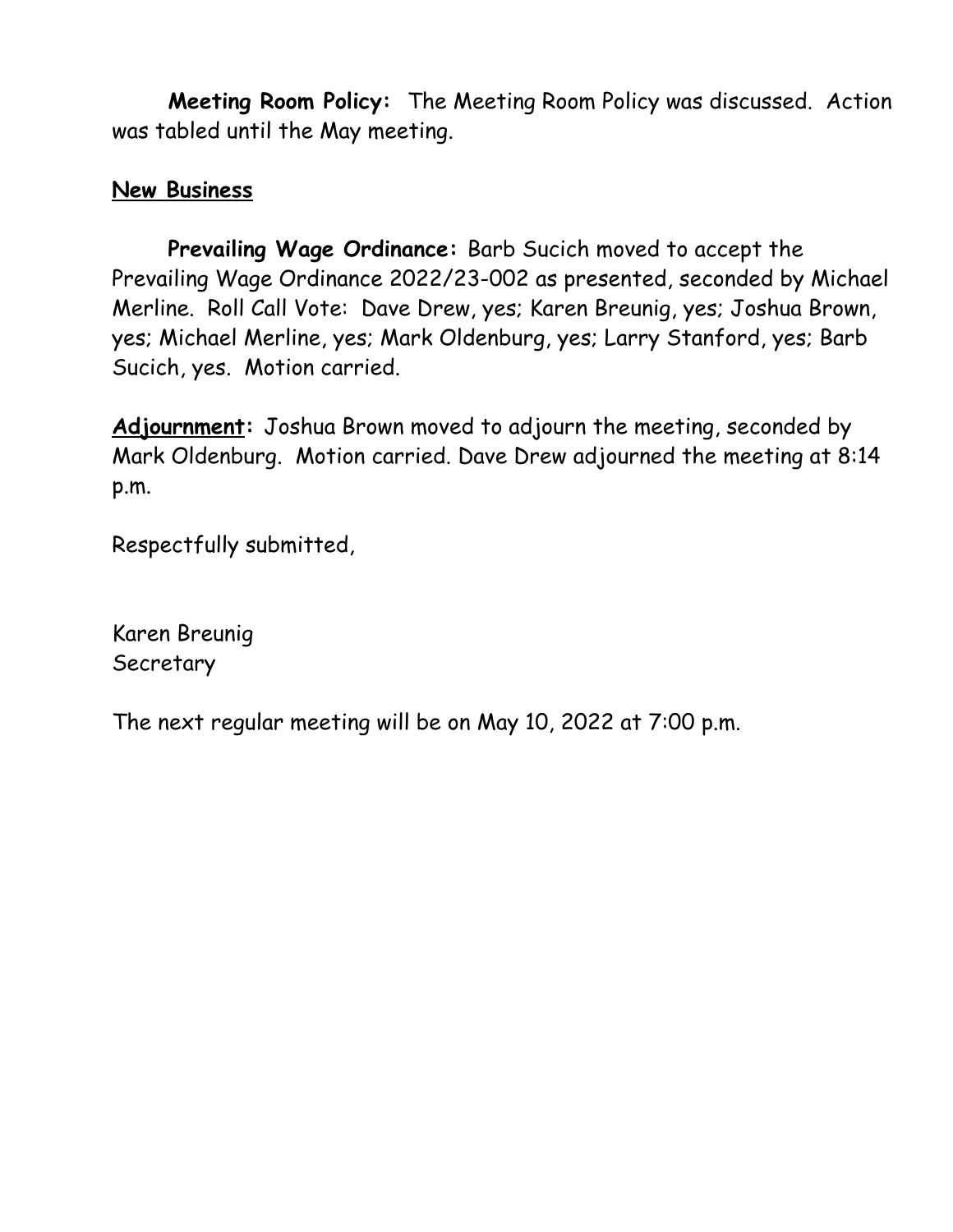**Meeting Room Policy:** The Meeting Room Policy was discussed. Action was tabled until the May meeting.

## New Business

**Prevailing Wage Ordinance:** Barb Sucich moved to accept the Prevailing Wage Ordinance 2022/23-002 as presented, seconded by Michael Merline. Roll Call Vote: Dave Drew, yes; Karen Breunig, yes; Joshua Brown, yes; Michael Merline, yes; Mark Oldenburg, yes; Larry Stanford, yes; Barb Sucich, yes. Motion carried.

**Adjournment:** Joshua Brown moved to adjourn the meeting, seconded by Mark Oldenburg. Motion carried. Dave Drew adjourned the meeting at 8:14 p.m.

Respectfully submitted,

Karen Breunig
Secretary

The next regular meeting will be on May 10, 2022 at 7:00 p.m.